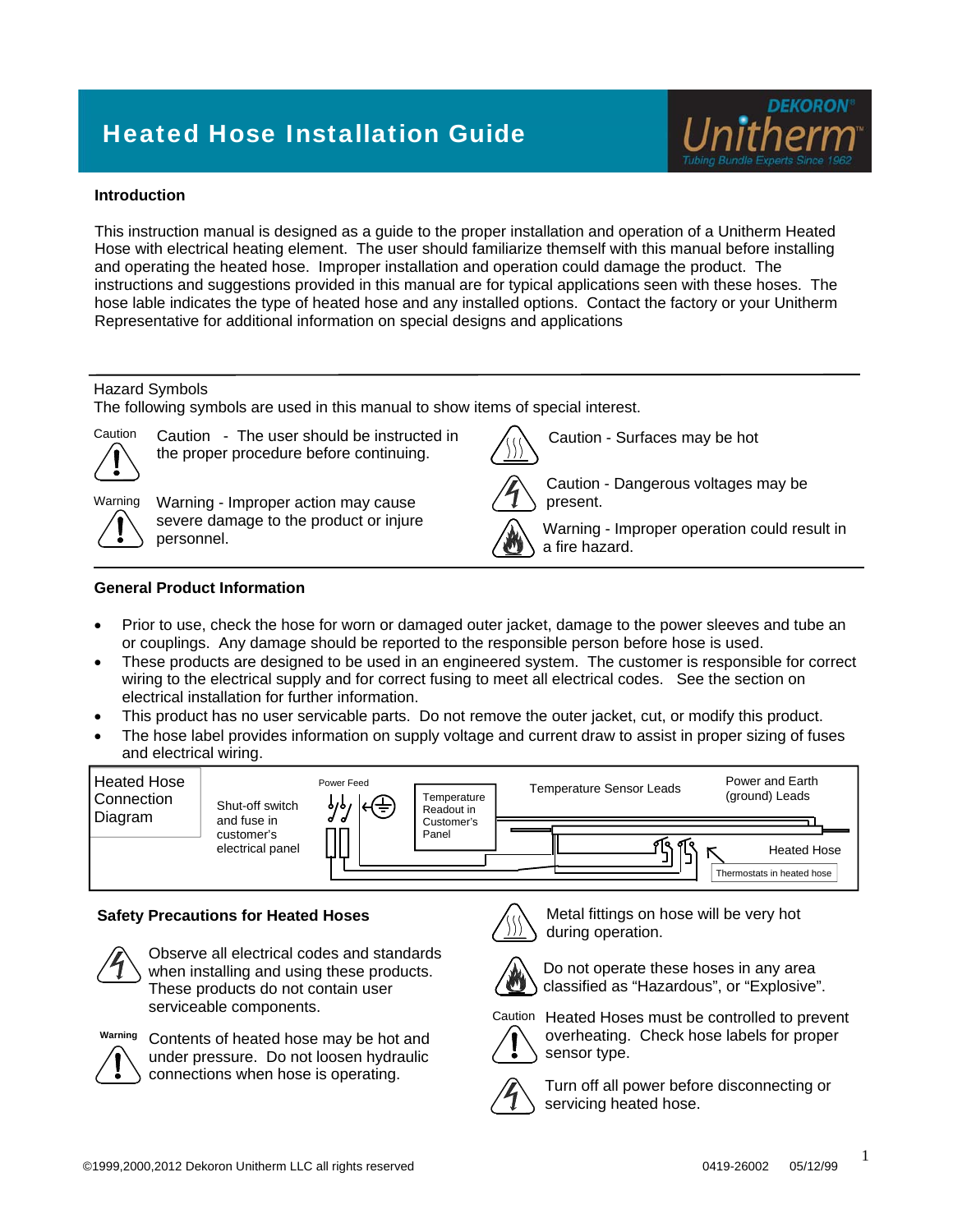# Heated Hose Installation Guide

DEKORON® Unitherm™ Tubing Bundle Experts Since 1962

### Introduction

This instruction manual is designed as a guide to the proper installation and operation of a Unitherm Heated Hose with electrical heating element. The user should familiarize themself with this manual before installing and operating the heated hose. Improper installation and operation could damage the product. The instructions and suggestions provided in this manual are for typical applications seen with these hoses. The hose lable indicates the type of heated hose and any installed options. Contact the factory or your Unitherm Representative for additional information on special designs and applications

Hazard Symbols

The following symbols are used in this manual to show items of special interest.

- Caution - The user should be instructed in the proper procedure before continuing.
- Warning - Improper action may cause severe damage to the product or injure personnel.
- Caution - Surfaces may be hot
- Caution - Dangerous voltages may be present.
- Warning - Improper operation could result in a fire hazard.

### General Product Information

- Prior to use, check the hose for worn or damaged outer jacket, damage to the power sleeves and tube an or couplings. Any damage should be reported to the responsible person before hose is used.
- These products are designed to be used in an engineered system. The customer is responsible for correct wiring to the electrical supply and for correct fusing to meet all electrical codes. See the section on electrical installation for further information.
- This product has no user servicable parts. Do not remove the outer jacket, cut, or modify this product.
- The hose label provides information on supply voltage and current draw to assist in proper sizing of fuses and electrical wiring.

Heated Hose Connection Diagram

Shut-off switch and fuse in customer's electrical panel

Power Feed

Temperature Readout in Customer's Panel

Temperature Sensor Leads

Power and Earth (ground) Leads

Heated Hose

Thermostats in heated hose

### Safety Precautions for Heated Hoses

- Observe all electrical codes and standards when installing and using these products. These products do not contain user serviceable components.
- Warning: Contents of heated hose may be hot and under pressure. Do not loosen hydraulic connections when hose is operating.
- Metal fittings on hose will be very hot during operation.
- Do not operate these hoses in any area classified as "Hazardous", or "Explosive".
- Caution: Heated Hoses must be controlled to prevent overheating. Check hose labels for proper sensor type.
- Turn off all power before disconnecting or servicing heated hose.

©1999,2000,2012 Dekoron Unitherm LLC all rights reserved 0419-26002 05/12/99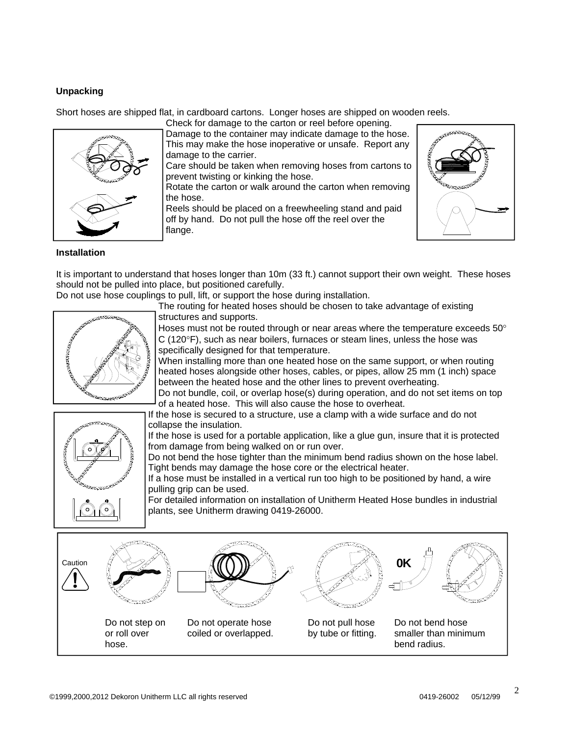## Unpacking

Short hoses are shipped flat, in cardboard cartons. Longer hoses are shipped on wooden reels.

Check for damage to the carton or reel before opening. Damage to the container may indicate damage to the hose. This may make the hose inoperative or unsafe. Report any damage to the carrier.

Care should be taken when removing hoses from cartons to prevent twisting or kinking the hose.

Rotate the carton or walk around the carton when removing the hose.

Reels should be placed on a freewheeling stand and paid off by hand. Do not pull the hose off the reel over the flange.

## Installation

It is important to understand that hoses longer than 10m (33 ft.) cannot support their own weight. These hoses should not be pulled into place, but positioned carefully.

Do not use hose couplings to pull, lift, or support the hose during installation.

The routing for heated hoses should be chosen to take advantage of existing structures and supports.

Hoses must not be routed through or near areas where the temperature exceeds 50° C (120°F), such as near boilers, furnaces or steam lines, unless the hose was specifically designed for that temperature.

When installing more than one heated hose on the same support, or when routing heated hoses alongside other hoses, cables, or pipes, allow 25 mm (1 inch) space between the heated hose and the other lines to prevent overheating.

Do not bundle, coil, or overlap hose(s) during operation, and do not set items on top of a heated hose. This will also cause the hose to overheat.

If the hose is secured to a structure, use a clamp with a wide surface and do not collapse the insulation.

If the hose is used for a portable application, like a glue gun, insure that it is protected from damage from being walked on or run over.

Do not bend the hose tighter than the minimum bend radius shown on the hose label. Tight bends may damage the hose core or the electrical heater.

If a hose must be installed in a vertical run too high to be positioned by hand, a wire pulling grip can be used.

For detailed information on installation of Unitherm Heated Hose bundles in industrial plants, see Unitherm drawing 0419-26000.

Caution

OK

Do not step on or roll over hose.

Do not operate hose coiled or overlapped.

Do not pull hose by tube or fitting.

Do not bend hose smaller than minimum bend radius.

©1999,2000,2012 Dekoron Unitherm LLC all rights reserved 0419-26002 05/12/99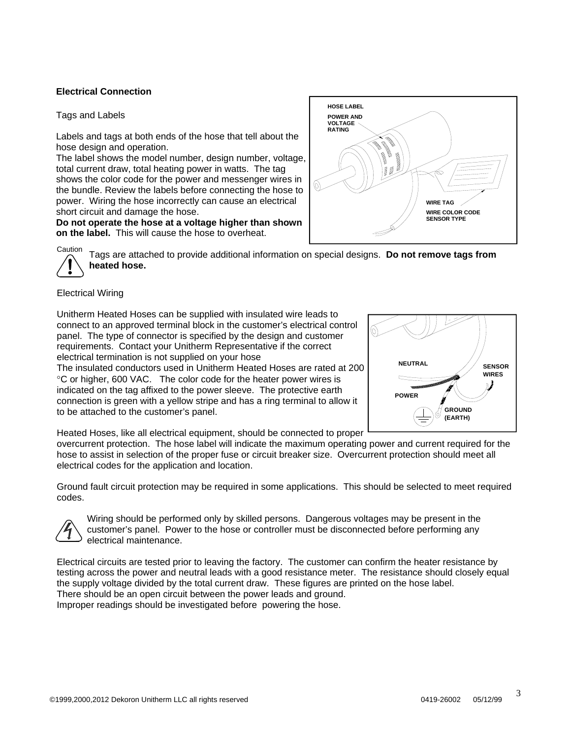**Electrical Connection**

Tags and Labels

Labels and tags at both ends of the hose that tell about the hose design and operation.
The label shows the model number, design number, voltage, total current draw, total heating power in watts. The tag shows the color code for the power and messenger wires in the bundle. Review the labels before connecting the hose to power. Wiring the hose incorrectly can cause an electrical short circuit and damage the hose.
**Do not operate the hose at a voltage higher than shown on the label.** This will cause the hose to overheat.

HOSE LABEL
POWER AND VOLTAGE RATING

WIRE TAG
WIRE COLOR CODE
SENSOR TYPE

Caution

Tags are attached to provide additional information on special designs. **Do not remove tags from heated hose.**

Electrical Wiring

Unitherm Heated Hoses can be supplied with insulated wire leads to connect to an approved terminal block in the customer's electrical control panel. The type of connector is specified by the design and customer requirements. Contact your Unitherm Representative if the correct electrical termination is not supplied on your hose
The insulated conductors used in Unitherm Heated Hoses are rated at 200 °C or higher, 600 VAC. The color code for the heater power wires is indicated on the tag affixed to the power sleeve. The protective earth connection is green with a yellow stripe and has a ring terminal to allow it to be attached to the customer's panel.

NEUTRAL
SENSOR WIRES
POWER
GROUND (EARTH)

Heated Hoses, like all electrical equipment, should be connected to proper overcurrent protection. The hose label will indicate the maximum operating power and current required for the hose to assist in selection of the proper fuse or circuit breaker size. Overcurrent protection should meet all electrical codes for the application and location.

Ground fault circuit protection may be required in some applications. This should be selected to meet required codes.

Wiring should be performed only by skilled persons. Dangerous voltages may be present in the customer's panel. Power to the hose or controller must be disconnected before performing any electrical maintenance.

Electrical circuits are tested prior to leaving the factory. The customer can confirm the heater resistance by testing across the power and neutral leads with a good resistance meter. The resistance should closely equal the supply voltage divided by the total current draw. These figures are printed on the hose label.
There should be an open circuit between the power leads and ground.
Improper readings should be investigated before powering the hose.

©1999,2000,2012 Dekoron Unitherm LLC all rights reserved 0419-26002 05/12/99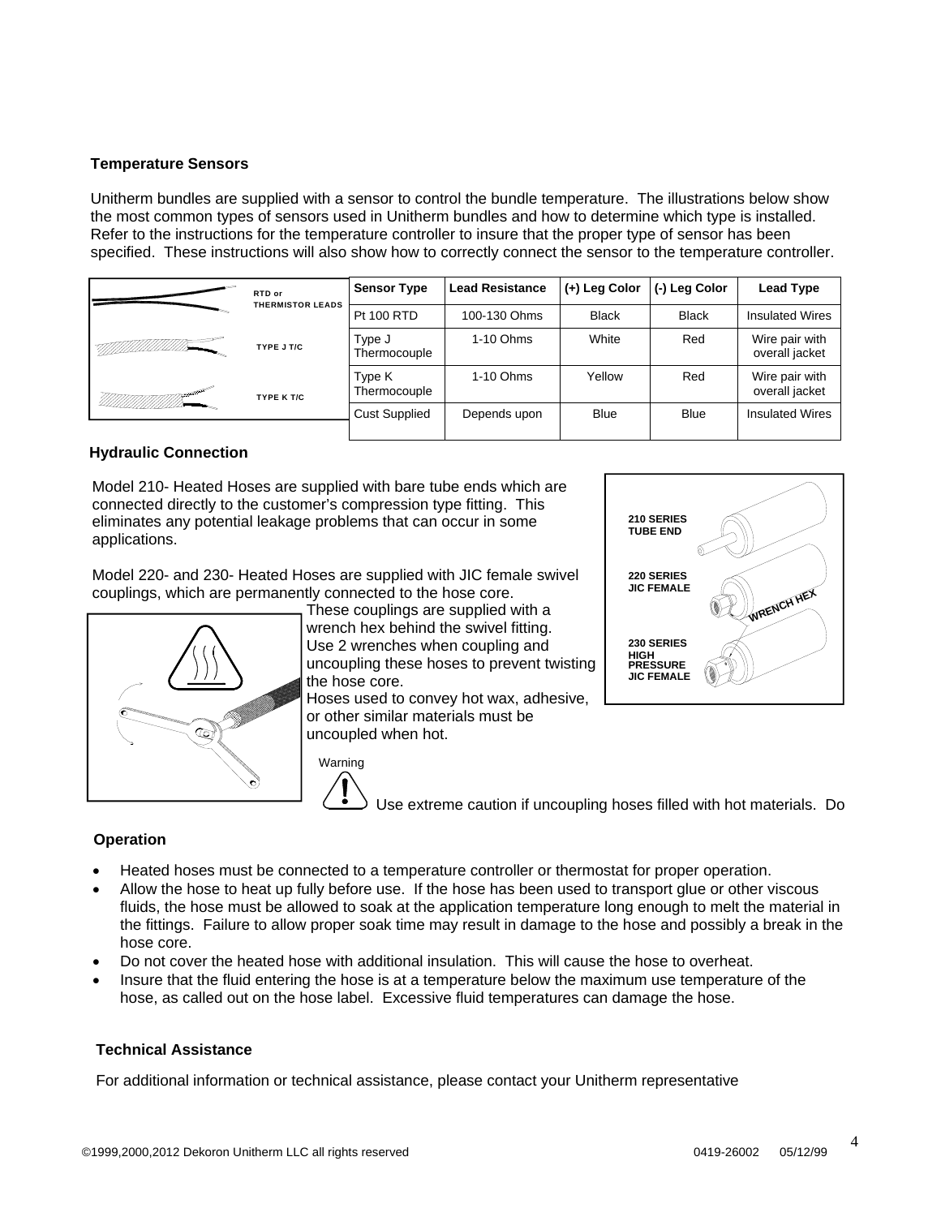## Temperature Sensors

Unitherm bundles are supplied with a sensor to control the bundle temperature. The illustrations below show the most common types of sensors used in Unitherm bundles and how to determine which type is installed. Refer to the instructions for the temperature controller to insure that the proper type of sensor has been specified. These instructions will also show how to correctly connect the sensor to the temperature controller.

RTD or THERMISTOR LEADS

TYPE J T/C

TYPE K T/C

| Sensor Type | Lead Resistance | (+) Leg Color | (-) Leg Color | Lead Type |
|---|---|---|---|---|
| Pt 100 RTD | 100-130 Ohms | Black | Black | Insulated Wires |
| Type J Thermocouple | 1-10 Ohms | White | Red | Wire pair with overall jacket |
| Type K Thermocouple | 1-10 Ohms | Yellow | Red | Wire pair with overall jacket |
| Cust Supplied | Depends upon | Blue | Blue | Insulated Wires |

## Hydraulic Connection

Model 210- Heated Hoses are supplied with bare tube ends which are connected directly to the customer's compression type fitting. This eliminates any potential leakage problems that can occur in some applications.

Model 220- and 230- Heated Hoses are supplied with JIC female swivel couplings, which are permanently connected to the hose core. These couplings are supplied with a wrench hex behind the swivel fitting. Use 2 wrenches when coupling and uncoupling these hoses to prevent twisting the hose core. Hoses used to convey hot wax, adhesive, or other similar materials must be uncoupled when hot.

210 SERIES TUBE END

220 SERIES JIC FEMALE

230 SERIES HIGH PRESSURE JIC FEMALE

WRENCH HEX

Warning

Use extreme caution if uncoupling hoses filled with hot materials. Do

## Operation

- Heated hoses must be connected to a temperature controller or thermostat for proper operation.
- Allow the hose to heat up fully before use. If the hose has been used to transport glue or other viscous fluids, the hose must be allowed to soak at the application temperature long enough to melt the material in the fittings. Failure to allow proper soak time may result in damage to the hose and possibly a break in the hose core.
- Do not cover the heated hose with additional insulation. This will cause the hose to overheat.
- Insure that the fluid entering the hose is at a temperature below the maximum use temperature of the hose, as called out on the hose label. Excessive fluid temperatures can damage the hose.

## Technical Assistance

For additional information or technical assistance, please contact your Unitherm representative

©1999,2000,2012 Dekoron Unitherm LLC all rights reserved 0419-26002 05/12/99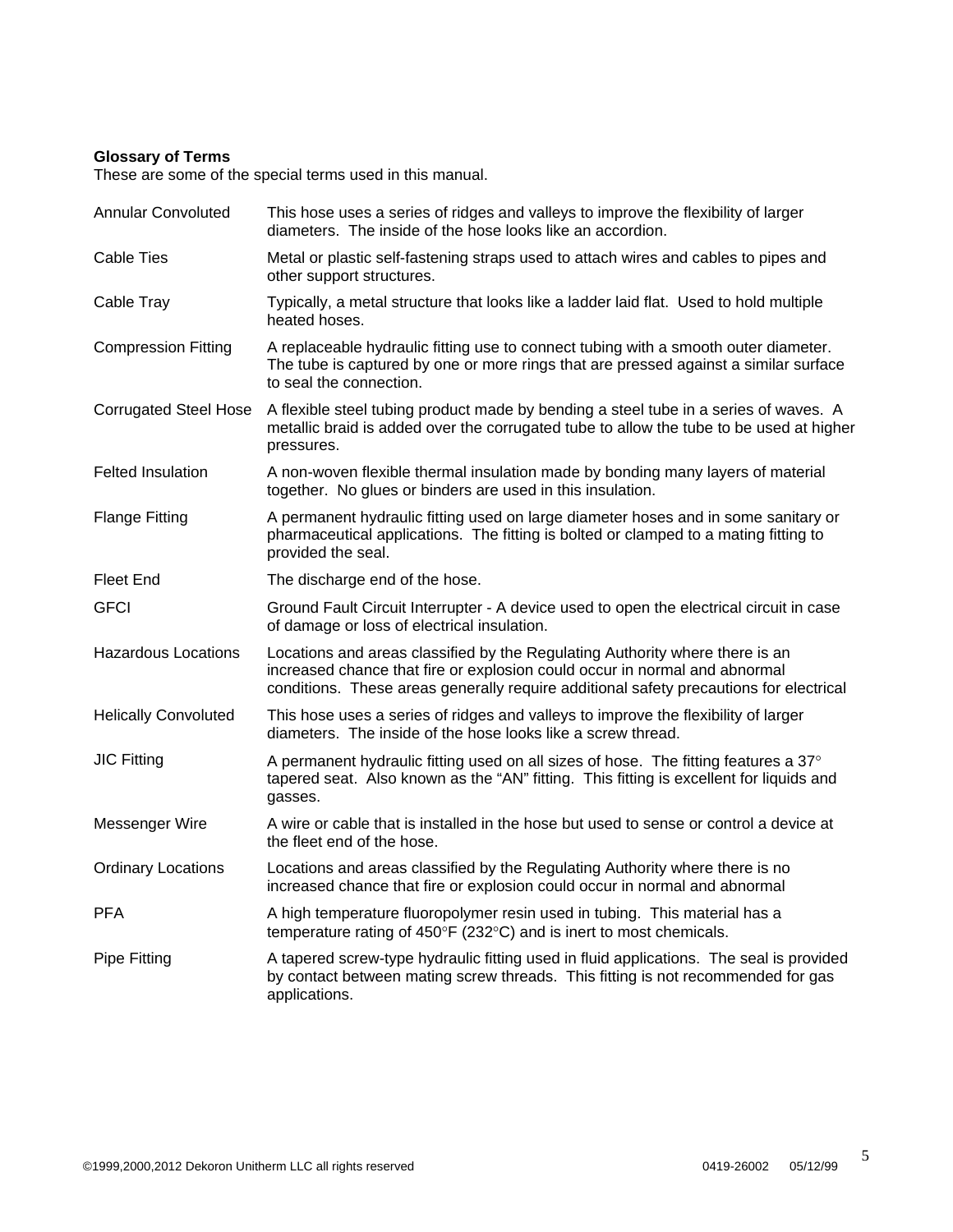**Glossary of Terms**

These are some of the special terms used in this manual.

| Term | Definition |
|---|---|
| Annular Convoluted | This hose uses a series of ridges and valleys to improve the flexibility of larger diameters. The inside of the hose looks like an accordion. |
| Cable Ties | Metal or plastic self-fastening straps used to attach wires and cables to pipes and other support structures. |
| Cable Tray | Typically, a metal structure that looks like a ladder laid flat. Used to hold multiple heated hoses. |
| Compression Fitting | A replaceable hydraulic fitting use to connect tubing with a smooth outer diameter. The tube is captured by one or more rings that are pressed against a similar surface to seal the connection. |
| Corrugated Steel Hose | A flexible steel tubing product made by bending a steel tube in a series of waves. A metallic braid is added over the corrugated tube to allow the tube to be used at higher pressures. |
| Felted Insulation | A non-woven flexible thermal insulation made by bonding many layers of material together. No glues or binders are used in this insulation. |
| Flange Fitting | A permanent hydraulic fitting used on large diameter hoses and in some sanitary or pharmaceutical applications. The fitting is bolted or clamped to a mating fitting to provided the seal. |
| Fleet End | The discharge end of the hose. |
| GFCI | Ground Fault Circuit Interrupter - A device used to open the electrical circuit in case of damage or loss of electrical insulation. |
| Hazardous Locations | Locations and areas classified by the Regulating Authority where there is an increased chance that fire or explosion could occur in normal and abnormal conditions. These areas generally require additional safety precautions for electrical |
| Helically Convoluted | This hose uses a series of ridges and valleys to improve the flexibility of larger diameters. The inside of the hose looks like a screw thread. |
| JIC Fitting | A permanent hydraulic fitting used on all sizes of hose. The fitting features a 37° tapered seat. Also known as the "AN" fitting. This fitting is excellent for liquids and gasses. |
| Messenger Wire | A wire or cable that is installed in the hose but used to sense or control a device at the fleet end of the hose. |
| Ordinary Locations | Locations and areas classified by the Regulating Authority where there is no increased chance that fire or explosion could occur in normal and abnormal |
| PFA | A high temperature fluoropolymer resin used in tubing. This material has a temperature rating of 450°F (232°C) and is inert to most chemicals. |
| Pipe Fitting | A tapered screw-type hydraulic fitting used in fluid applications. The seal is provided by contact between mating screw threads. This fitting is not recommended for gas applications. |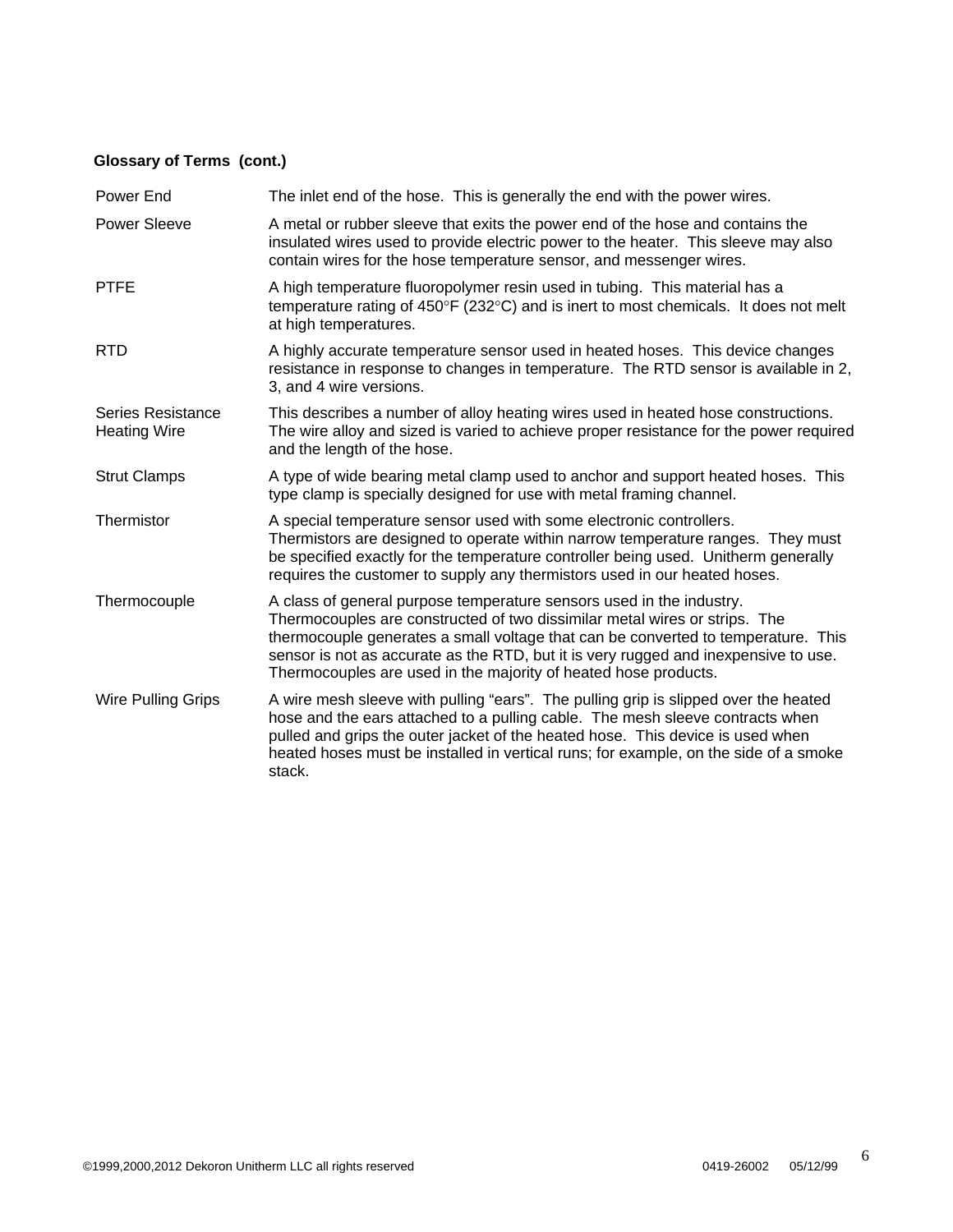**Glossary of Terms (cont.)**

| | |
|---|---|
| Power End | The inlet end of the hose. This is generally the end with the power wires. |
| Power Sleeve | A metal or rubber sleeve that exits the power end of the hose and contains the insulated wires used to provide electric power to the heater. This sleeve may also contain wires for the hose temperature sensor, and messenger wires. |
| PTFE | A high temperature fluoropolymer resin used in tubing. This material has a temperature rating of 450°F (232°C) and is inert to most chemicals. It does not melt at high temperatures. |
| RTD | A highly accurate temperature sensor used in heated hoses. This device changes resistance in response to changes in temperature. The RTD sensor is available in 2, 3, and 4 wire versions. |
| Series Resistance Heating Wire | This describes a number of alloy heating wires used in heated hose constructions. The wire alloy and sized is varied to achieve proper resistance for the power required and the length of the hose. |
| Strut Clamps | A type of wide bearing metal clamp used to anchor and support heated hoses. This type clamp is specially designed for use with metal framing channel. |
| Thermistor | A special temperature sensor used with some electronic controllers. Thermistors are designed to operate within narrow temperature ranges. They must be specified exactly for the temperature controller being used. Unitherm generally requires the customer to supply any thermistors used in our heated hoses. |
| Thermocouple | A class of general purpose temperature sensors used in the industry. Thermocouples are constructed of two dissimilar metal wires or strips. The thermocouple generates a small voltage that can be converted to temperature. This sensor is not as accurate as the RTD, but it is very rugged and inexpensive to use. Thermocouples are used in the majority of heated hose products. |
| Wire Pulling Grips | A wire mesh sleeve with pulling "ears". The pulling grip is slipped over the heated hose and the ears attached to a pulling cable. The mesh sleeve contracts when pulled and grips the outer jacket of the heated hose. This device is used when heated hoses must be installed in vertical runs; for example, on the side of a smoke stack. |

©1999,2000,2012 Dekoron Unitherm LLC all rights reserved 0419-26002 05/12/99